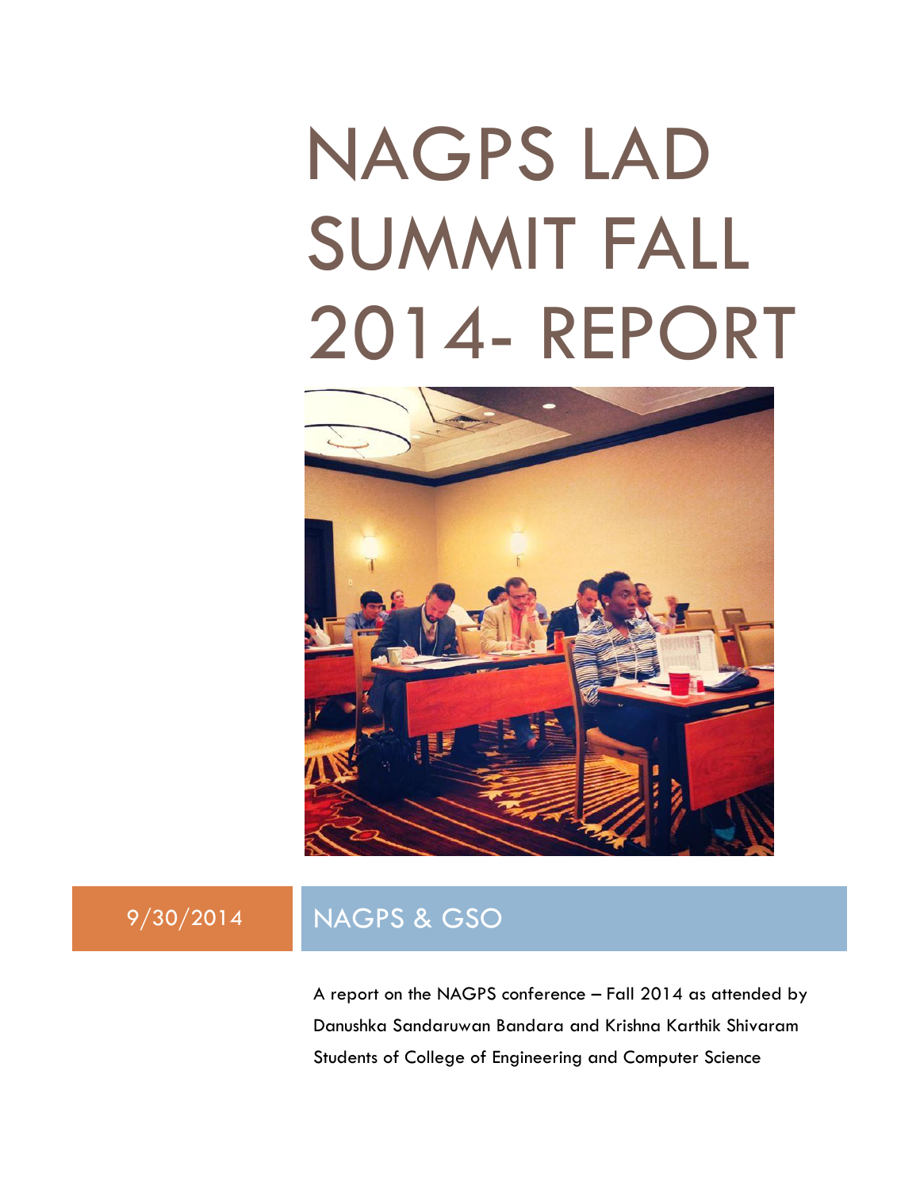# NAGPS LAD SUMMIT FALL 2014- REPORT

9/30/2014

NAGPS & GSO

A report on the NAGPS conference – Fall 2014 as attended by Danushka Sandaruwan Bandara and Krishna Karthik Shivaram Students of College of Engineering and Computer Science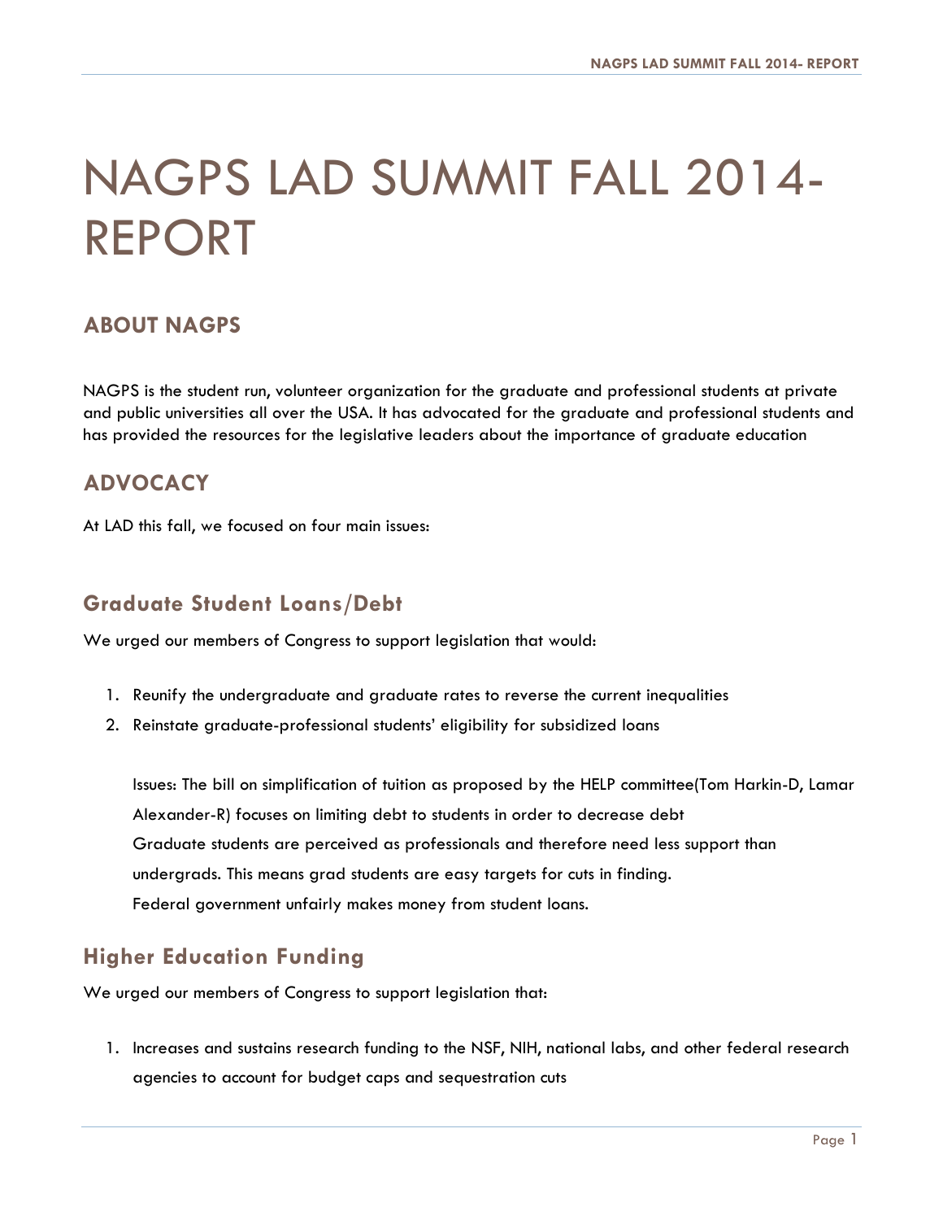# NAGPS LAD SUMMIT FALL 2014- REPORT

## ABOUT NAGPS

NAGPS is the student run, volunteer organization for the graduate and professional students at private and public universities all over the USA. It has advocated for the graduate and professional students and has provided the resources for the legislative leaders about the importance of graduate education

## ADVOCACY

At LAD this fall, we focused on four main issues:

### Graduate Student Loans/Debt

We urged our members of Congress to support legislation that would:

1. Reunify the undergraduate and graduate rates to reverse the current inequalities
2. Reinstate graduate-professional students' eligibility for subsidized loans

   Issues: The bill on simplification of tuition as proposed by the HELP committee(Tom Harkin-D, Lamar Alexander-R) focuses on limiting debt to students in order to decrease debt
   Graduate students are perceived as professionals and therefore need less support than undergrads. This means grad students are easy targets for cuts in finding.
   Federal government unfairly makes money from student loans.

### Higher Education Funding

We urged our members of Congress to support legislation that:

1. Increases and sustains research funding to the NSF, NIH, national labs, and other federal research agencies to account for budget caps and sequestration cuts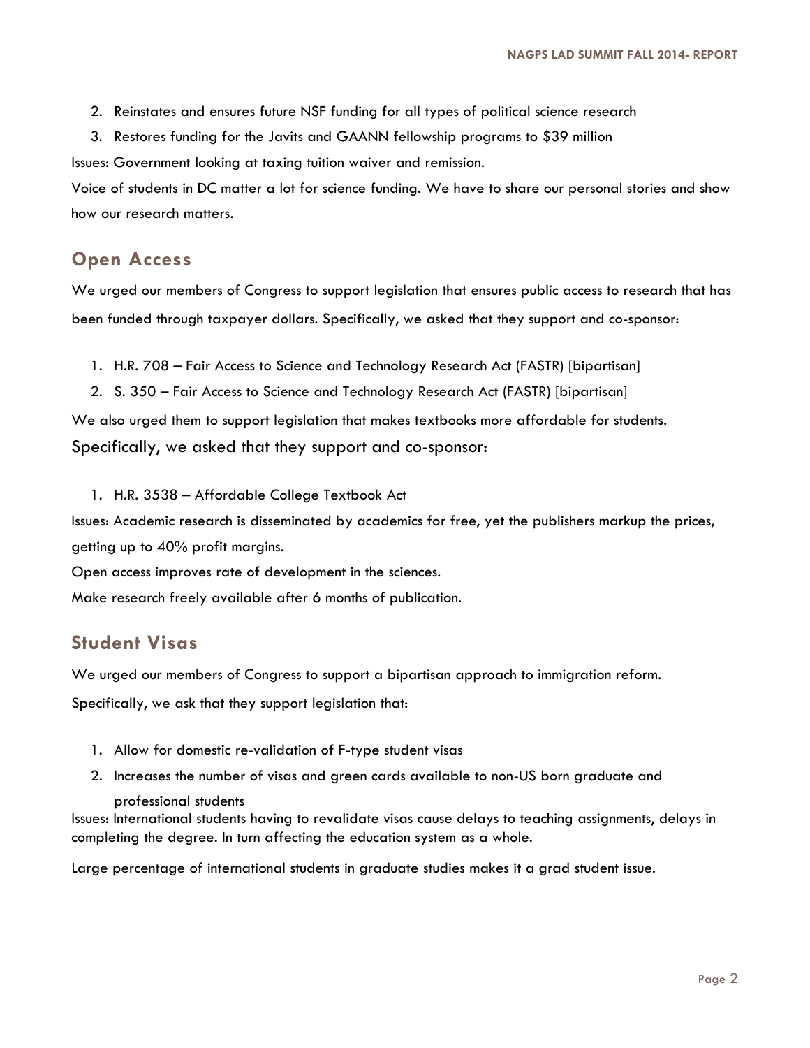2. Reinstates and ensures future NSF funding for all types of political science research
3. Restores funding for the Javits and GAANN fellowship programs to $39 million

Issues: Government looking at taxing tuition waiver and remission.

Voice of students in DC matter a lot for science funding. We have to share our personal stories and show how our research matters.

## Open Access

We urged our members of Congress to support legislation that ensures public access to research that has been funded through taxpayer dollars. Specifically, we asked that they support and co-sponsor:

1. H.R. 708 – Fair Access to Science and Technology Research Act (FASTR) [bipartisan]
2. S. 350 – Fair Access to Science and Technology Research Act (FASTR) [bipartisan]

We also urged them to support legislation that makes textbooks more affordable for students.
Specifically, we asked that they support and co-sponsor:

1. H.R. 3538 – Affordable College Textbook Act

Issues: Academic research is disseminated by academics for free, yet the publishers markup the prices, getting up to 40% profit margins.

Open access improves rate of development in the sciences.

Make research freely available after 6 months of publication.

## Student Visas

We urged our members of Congress to support a bipartisan approach to immigration reform.

Specifically, we ask that they support legislation that:

1. Allow for domestic re-validation of F-type student visas
2. Increases the number of visas and green cards available to non-US born graduate and professional students

Issues: International students having to revalidate visas cause delays to teaching assignments, delays in completing the degree. In turn affecting the education system as a whole.

Large percentage of international students in graduate studies makes it a grad student issue.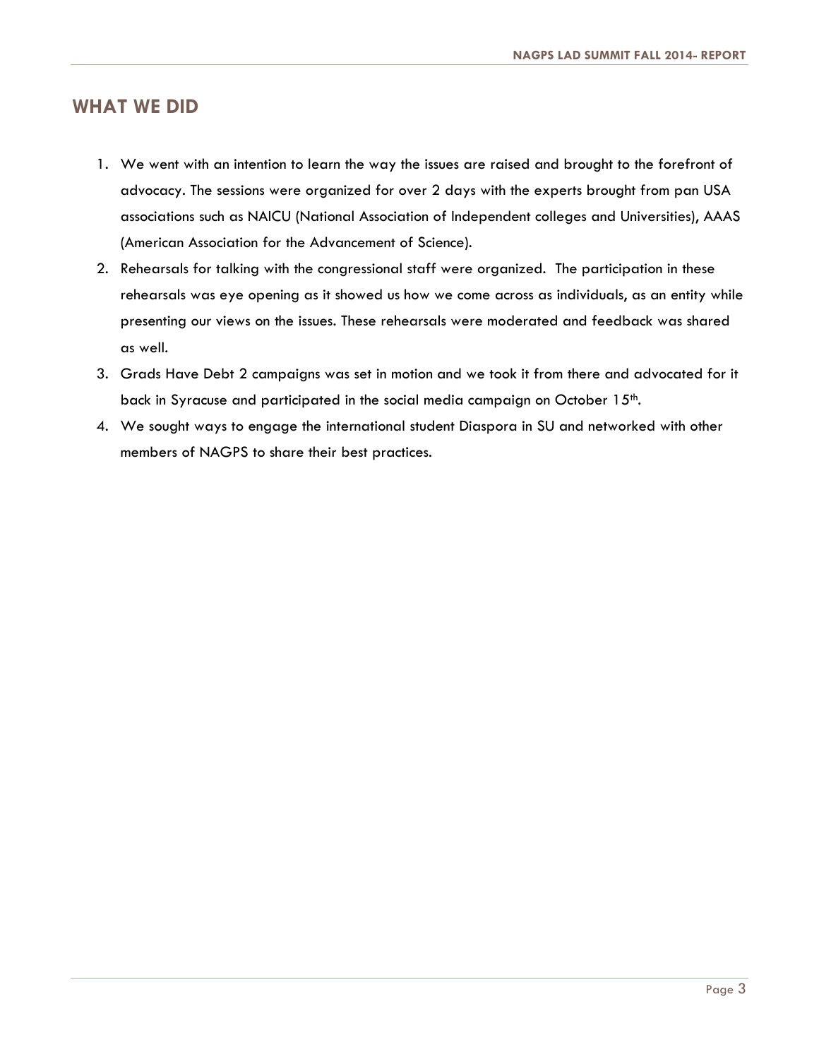## WHAT WE DID

1. We went with an intention to learn the way the issues are raised and brought to the forefront of advocacy. The sessions were organized for over 2 days with the experts brought from pan USA associations such as NAICU (National Association of Independent colleges and Universities), AAAS (American Association for the Advancement of Science).
2. Rehearsals for talking with the congressional staff were organized. The participation in these rehearsals was eye opening as it showed us how we come across as individuals, as an entity while presenting our views on the issues. These rehearsals were moderated and feedback was shared as well.
3. Grads Have Debt 2 campaigns was set in motion and we took it from there and advocated for it back in Syracuse and participated in the social media campaign on October 15th.
4. We sought ways to engage the international student Diaspora in SU and networked with other members of NAGPS to share their best practices.